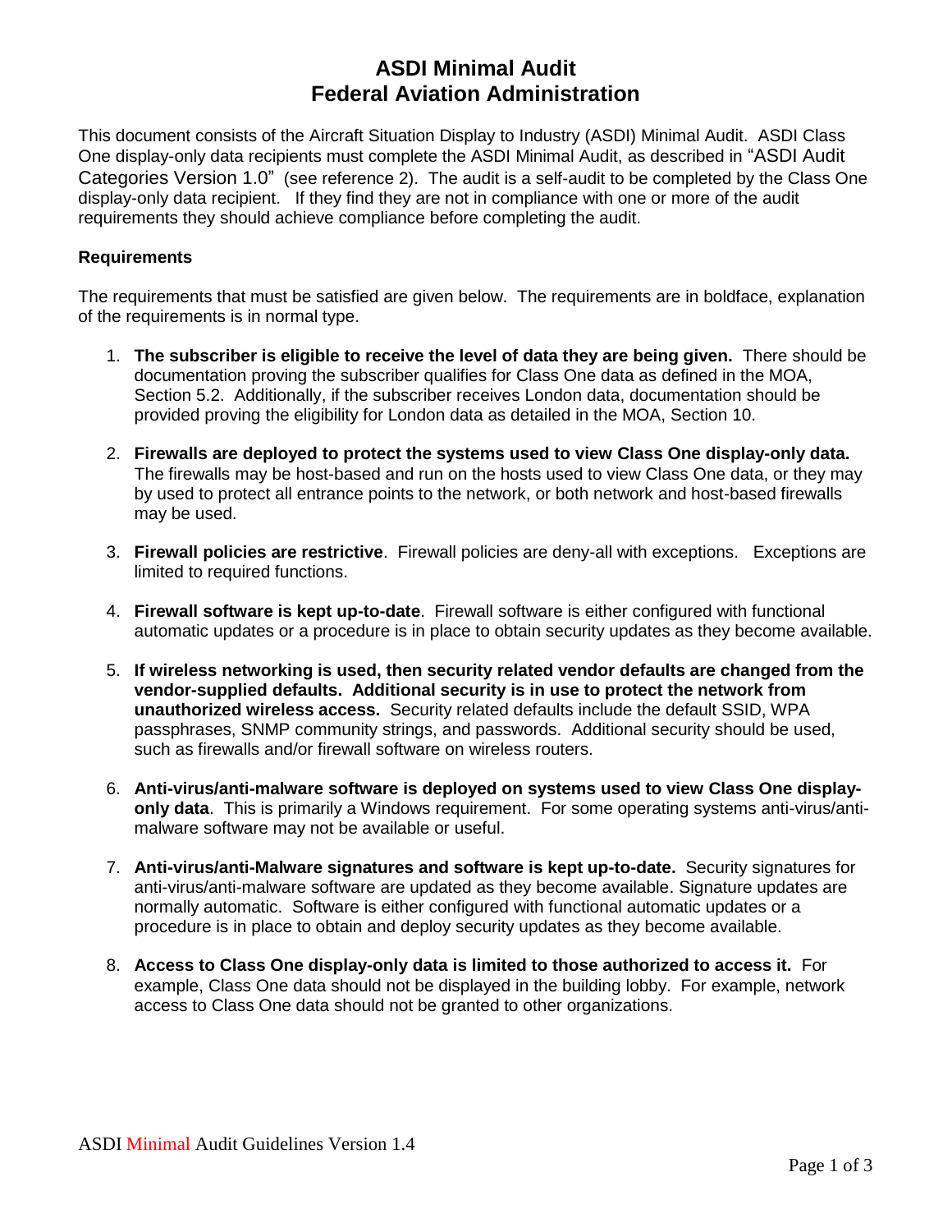# ASDI Minimal Audit
# Federal Aviation Administration

This document consists of the Aircraft Situation Display to Industry (ASDI) Minimal Audit. ASDI Class One display-only data recipients must complete the ASDI Minimal Audit, as described in "ASDI Audit Categories Version 1.0" (see reference 2). The audit is a self-audit to be completed by the Class One display-only data recipient. If they find they are not in compliance with one or more of the audit requirements they should achieve compliance before completing the audit.

**Requirements**

The requirements that must be satisfied are given below. The requirements are in boldface, explanation of the requirements is in normal type.

1. **The subscriber is eligible to receive the level of data they are being given.** There should be documentation proving the subscriber qualifies for Class One data as defined in the MOA, Section 5.2. Additionally, if the subscriber receives London data, documentation should be provided proving the eligibility for London data as detailed in the MOA, Section 10.

2. **Firewalls are deployed to protect the systems used to view Class One display-only data.** The firewalls may be host-based and run on the hosts used to view Class One data, or they may by used to protect all entrance points to the network, or both network and host-based firewalls may be used.

3. **Firewall policies are restrictive**. Firewall policies are deny-all with exceptions. Exceptions are limited to required functions.

4. **Firewall software is kept up-to-date**. Firewall software is either configured with functional automatic updates or a procedure is in place to obtain security updates as they become available.

5. **If wireless networking is used, then security related vendor defaults are changed from the vendor-supplied defaults. Additional security is in use to protect the network from unauthorized wireless access.** Security related defaults include the default SSID, WPA passphrases, SNMP community strings, and passwords. Additional security should be used, such as firewalls and/or firewall software on wireless routers.

6. **Anti-virus/anti-malware software is deployed on systems used to view Class One display-only data**. This is primarily a Windows requirement. For some operating systems anti-virus/anti-malware software may not be available or useful.

7. **Anti-virus/anti-Malware signatures and software is kept up-to-date.** Security signatures for anti-virus/anti-malware software are updated as they become available. Signature updates are normally automatic. Software is either configured with functional automatic updates or a procedure is in place to obtain and deploy security updates as they become available.

8. **Access to Class One display-only data is limited to those authorized to access it.** For example, Class One data should not be displayed in the building lobby. For example, network access to Class One data should not be granted to other organizations.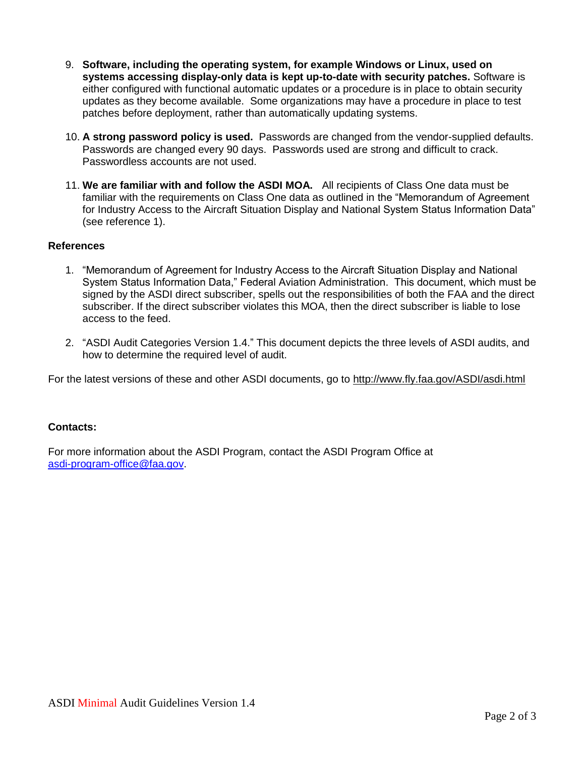9. **Software, including the operating system, for example Windows or Linux, used on systems accessing display-only data is kept up-to-date with security patches.** Software is either configured with functional automatic updates or a procedure is in place to obtain security updates as they become available. Some organizations may have a procedure in place to test patches before deployment, rather than automatically updating systems.

10. **A strong password policy is used.** Passwords are changed from the vendor-supplied defaults. Passwords are changed every 90 days. Passwords used are strong and difficult to crack. Passwordless accounts are not used.

11. **We are familiar with and follow the ASDI MOA.** All recipients of Class One data must be familiar with the requirements on Class One data as outlined in the "Memorandum of Agreement for Industry Access to the Aircraft Situation Display and National System Status Information Data" (see reference 1).

## References

1. "Memorandum of Agreement for Industry Access to the Aircraft Situation Display and National System Status Information Data," Federal Aviation Administration. This document, which must be signed by the ASDI direct subscriber, spells out the responsibilities of both the FAA and the direct subscriber. If the direct subscriber violates this MOA, then the direct subscriber is liable to lose access to the feed.

2. "ASDI Audit Categories Version 1.4." This document depicts the three levels of ASDI audits, and how to determine the required level of audit.

For the latest versions of these and other ASDI documents, go to http://www.fly.faa.gov/ASDI/asdi.html

## Contacts:

For more information about the ASDI Program, contact the ASDI Program Office at asdi-program-office@faa.gov.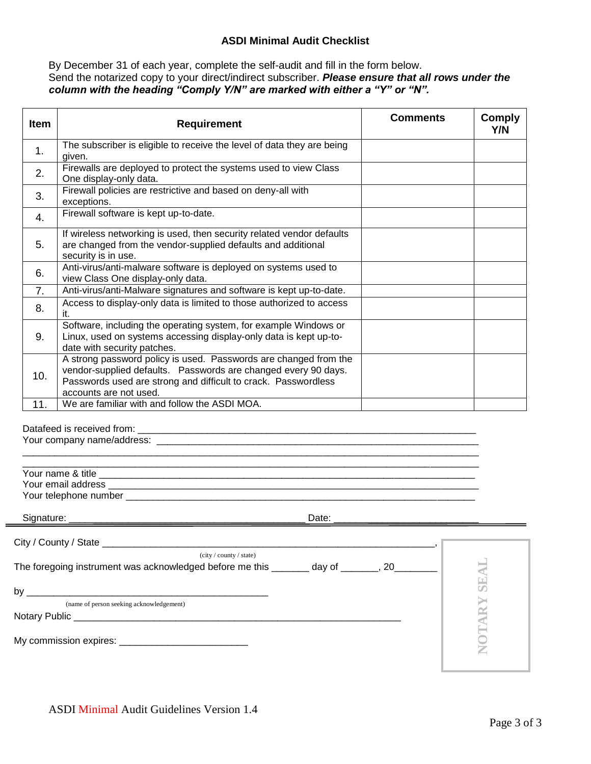### ASDI Minimal Audit Checklist

By December 31 of each year, complete the self-audit and fill in the form below.
Send the notarized copy to your direct/indirect subscriber. ***Please ensure that all rows under the column with the heading "Comply Y/N" are marked with either a "Y" or "N".***

| Item | Requirement | Comments | Comply Y/N |
|---|---|---|---|
| 1. | The subscriber is eligible to receive the level of data they are being given. | | |
| 2. | Firewalls are deployed to protect the systems used to view Class One display-only data. | | |
| 3. | Firewall policies are restrictive and based on deny-all with exceptions. | | |
| 4. | Firewall software is kept up-to-date. | | |
| 5. | If wireless networking is used, then security related vendor defaults are changed from the vendor-supplied defaults and additional security is in use. | | |
| 6. | Anti-virus/anti-malware software is deployed on systems used to view Class One display-only data. | | |
| 7. | Anti-virus/anti-Malware signatures and software is kept up-to-date. | | |
| 8. | Access to display-only data is limited to those authorized to access it. | | |
| 9. | Software, including the operating system, for example Windows or Linux, used on systems accessing display-only data is kept up-to-date with security patches. | | |
| 10. | A strong password policy is used. Passwords are changed from the vendor-supplied defaults. Passwords are changed every 90 days. Passwords used are strong and difficult to crack. Passwordless accounts are not used. | | |
| 11. | We are familiar with and follow the ASDI MOA. | | |

Datafeed is received from: ________________________________________________________________

Your company name/address: ______________________________________________________________

__________________________________________________________________________________________

__________________________________________________________________________________________

Your name & title _________________________________________________________________________

Your email address ________________________________________________________________________

Your telephone number _____________________________________________________________________

Signature: ____________________________________________ Date: __________________________

City / County / State ___________________________________________________________________,

(city / county / state)

The foregoing instrument was acknowledged before me this _______ day of _______, 20________

by _______________________________________________

(name of person seeking acknowledgement)

Notary Public _________________________________________________________________

My commission expires: ________________________

NOTARY SEAL

ASDI Minimal Audit Guidelines Version 1.4